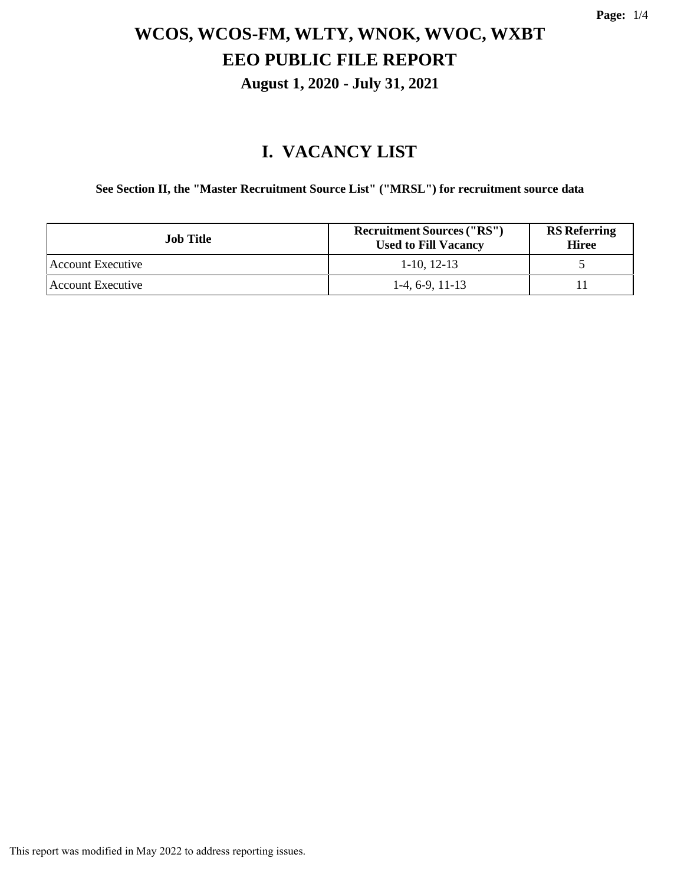# WCOS, WCOS-FM, WLTY, WNOK, WVOC, WXBT

# EEO PUBLIC FILE REPORT

### August 1, 2020 - July 31, 2021

## I. VACANCY LIST

**See Section II, the "Master Recruitment Source List" ("MRSL") for recruitment source data**

| Job Title | Recruitment Sources ("RS") Used to Fill Vacancy | RS Referring Hiree |
|---|---|---|
| Account Executive | 1-10, 12-13 | 5 |
| Account Executive | 1-4, 6-9, 11-13 | 11 |

This report was modified in May 2022 to address reporting issues.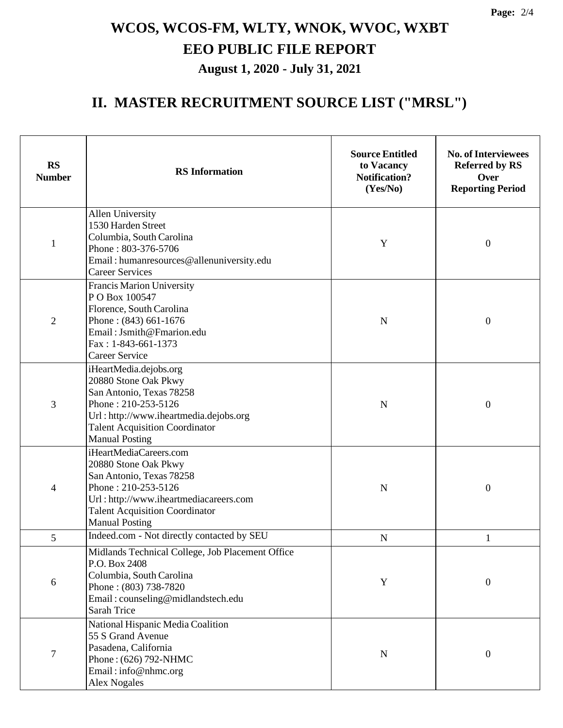# WCOS, WCOS-FM, WLTY, WNOK, WVOC, WXBT

## EEO PUBLIC FILE REPORT

### August 1, 2020 - July 31, 2021

## II. MASTER RECRUITMENT SOURCE LIST ("MRSL")

| RS Number | RS Information | Source Entitled to Vacancy Notification? (Yes/No) | No. of Interviewees Referred by RS Over Reporting Period |
|---|---|---|---|
| 1 | Allen University<br>1530 Harden Street<br>Columbia, South Carolina<br>Phone : 803-376-5706<br>Email : humanresources@allenuniversity.edu<br>Career Services | Y | 0 |
| 2 | Francis Marion University<br>P O Box 100547<br>Florence, South Carolina<br>Phone : (843) 661-1676<br>Email : Jsmith@Fmarion.edu<br>Fax : 1-843-661-1373<br>Career Service | N | 0 |
| 3 | iHeartMedia.dejobs.org<br>20880 Stone Oak Pkwy<br>San Antonio, Texas 78258<br>Phone : 210-253-5126<br>Url : http://www.iheartmedia.dejobs.org<br>Talent Acquisition Coordinator<br>Manual Posting | N | 0 |
| 4 | iHeartMediaCareers.com<br>20880 Stone Oak Pkwy<br>San Antonio, Texas 78258<br>Phone : 210-253-5126<br>Url : http://www.iheartmediacareers.com<br>Talent Acquisition Coordinator<br>Manual Posting | N | 0 |
| 5 | Indeed.com - Not directly contacted by SEU | N | 1 |
| 6 | Midlands Technical College, Job Placement Office<br>P.O. Box 2408<br>Columbia, South Carolina<br>Phone : (803) 738-7820<br>Email : counseling@midlandstech.edu<br>Sarah Trice | Y | 0 |
| 7 | National Hispanic Media Coalition<br>55 S Grand Avenue<br>Pasadena, California<br>Phone : (626) 792-NHMC<br>Email : info@nhmc.org<br>Alex Nogales | N | 0 |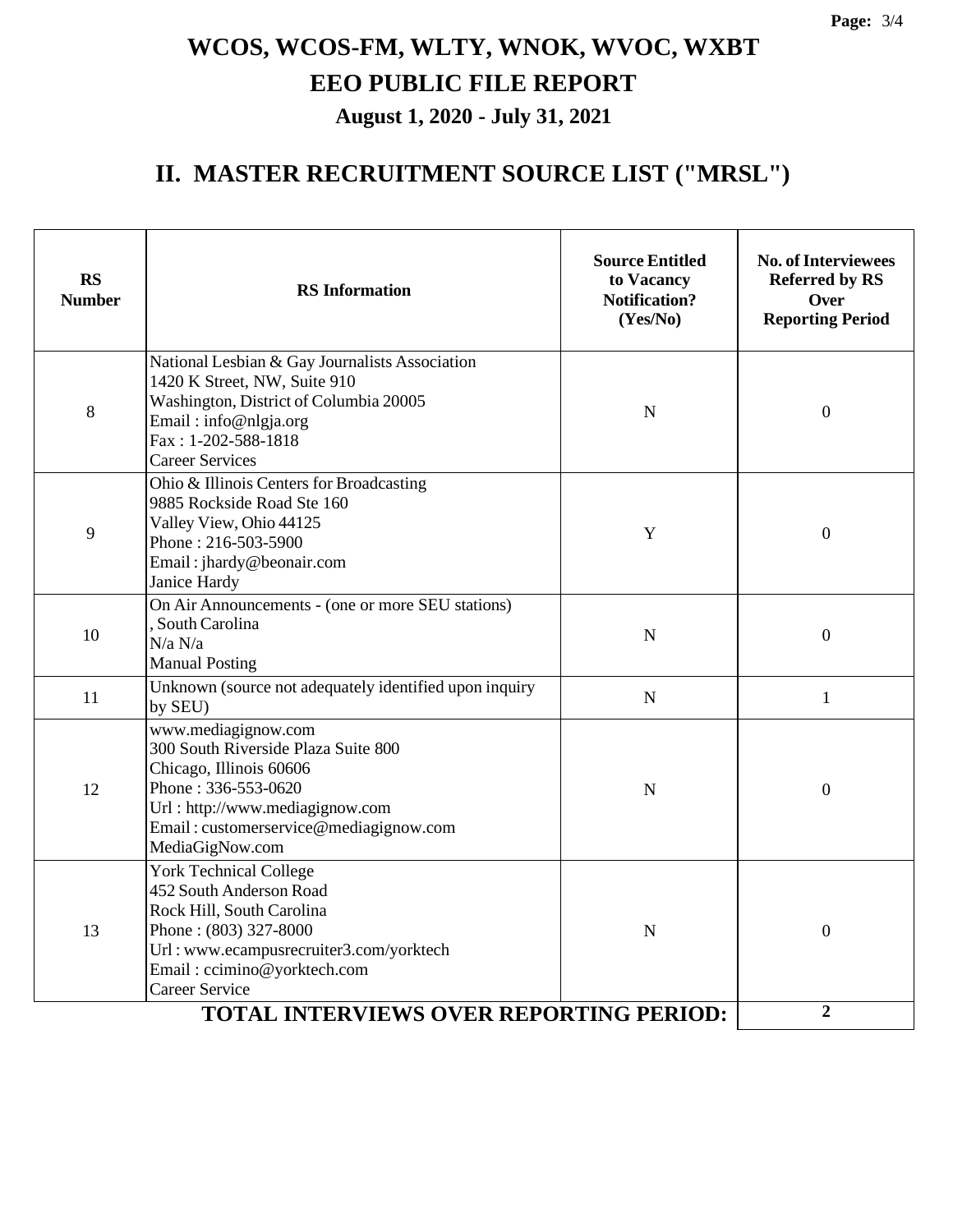# WCOS, WCOS-FM, WLTY, WNOK, WVOC, WXBT

# EEO PUBLIC FILE REPORT

### August 1, 2020 - July 31, 2021

## II. MASTER RECRUITMENT SOURCE LIST ("MRSL")

| RS Number | RS Information | Source Entitled to Vacancy Notification? (Yes/No) | No. of Interviewees Referred by RS Over Reporting Period |
|---|---|---|---|
| 8 | National Lesbian & Gay Journalists Association<br>1420 K Street, NW, Suite 910<br>Washington, District of Columbia 20005<br>Email : info@nlgja.org<br>Fax : 1-202-588-1818<br>Career Services | N | 0 |
| 9 | Ohio & Illinois Centers for Broadcasting<br>9885 Rockside Road Ste 160<br>Valley View, Ohio 44125<br>Phone : 216-503-5900<br>Email : jhardy@beonair.com<br>Janice Hardy | Y | 0 |
| 10 | On Air Announcements - (one or more SEU stations)<br>, South Carolina<br>N/a N/a<br>Manual Posting | N | 0 |
| 11 | Unknown (source not adequately identified upon inquiry by SEU) | N | 1 |
| 12 | www.mediagignow.com<br>300 South Riverside Plaza Suite 800<br>Chicago, Illinois 60606<br>Phone : 336-553-0620<br>Url : http://www.mediagignow.com<br>Email : customerservice@mediagignow.com<br>MediaGigNow.com | N | 0 |
| 13 | York Technical College<br>452 South Anderson Road<br>Rock Hill, South Carolina<br>Phone : (803) 327-8000<br>Url : www.ecampusrecruiter3.com/yorktech<br>Email : ccimino@yorktech.com<br>Career Service | N | 0 |
| | **TOTAL INTERVIEWS OVER REPORTING PERIOD:** | | **2** |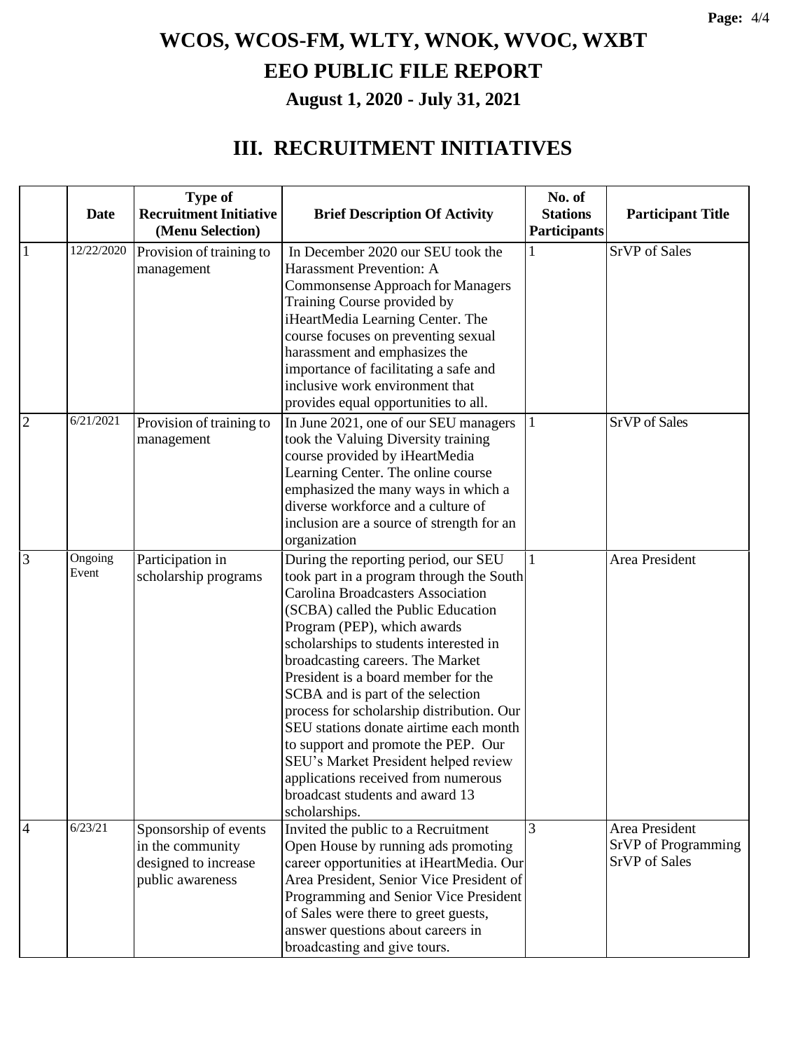# WCOS, WCOS-FM, WLTY, WNOK, WVOC, WXBT

# EEO PUBLIC FILE REPORT

### August 1, 2020 - July 31, 2021

## III. RECRUITMENT INITIATIVES

| | Date | Type of Recruitment Initiative (Menu Selection) | Brief Description Of Activity | No. of Stations Participants | Participant Title |
|---|---|---|---|---|---|
| 1 | 12/22/2020 | Provision of training to management | In December 2020 our SEU took the Harassment Prevention: A Commonsense Approach for Managers Training Course provided by iHeartMedia Learning Center. The course focuses on preventing sexual harassment and emphasizes the importance of facilitating a safe and inclusive work environment that provides equal opportunities to all. | 1 | SrVP of Sales |
| 2 | 6/21/2021 | Provision of training to management | In June 2021, one of our SEU managers took the Valuing Diversity training course provided by iHeartMedia Learning Center. The online course emphasized the many ways in which a diverse workforce and a culture of inclusion are a source of strength for an organization | 1 | SrVP of Sales |
| 3 | Ongoing Event | Participation in scholarship programs | During the reporting period, our SEU took part in a program through the South Carolina Broadcasters Association (SCBA) called the Public Education Program (PEP), which awards scholarships to students interested in broadcasting careers. The Market President is a board member for the SCBA and is part of the selection process for scholarship distribution. Our SEU stations donate airtime each month to support and promote the PEP. Our SEU's Market President helped review applications received from numerous broadcast students and award 13 scholarships. | 1 | Area President |
| 4 | 6/23/21 | Sponsorship of events in the community designed to increase public awareness | Invited the public to a Recruitment Open House by running ads promoting career opportunities at iHeartMedia. Our Area President, Senior Vice President of Programming and Senior Vice President of Sales were there to greet guests, answer questions about careers in broadcasting and give tours. | 3 | Area President<br>SrVP of Programming<br>SrVP of Sales |